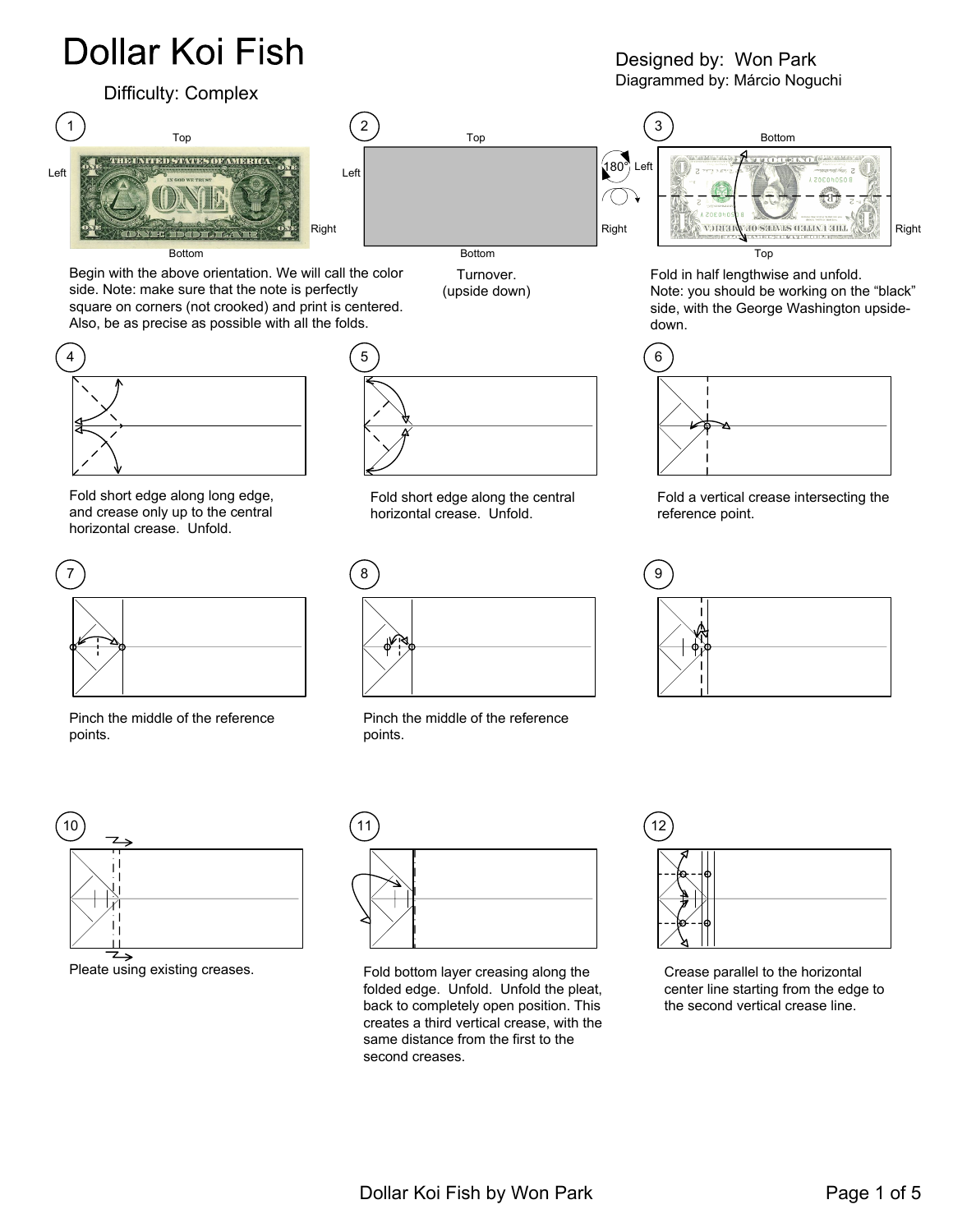# Dollar Koi Fish

Difficulty: Complex

Designed by: Won Park
Diagrammed by: Márcio Noguchi

1. Begin with the above orientation. We will call the color side. Note: make sure that the note is perfectly square on corners (not crooked) and print is centered. Also, be as precise as possible with all the folds.

2. Turnover. (upside down)

3. Fold in half lengthwise and unfold. Note: you should be working on the "black" side, with the George Washington upside-down.

4. Fold short edge along long edge, and crease only up to the central horizontal crease. Unfold.

5. Fold short edge along the central horizontal crease. Unfold.

6. Fold a vertical crease intersecting the reference point.

7. Pinch the middle of the reference points.

8. Pinch the middle of the reference points.

9.

10. Pleate using existing creases.

11. Fold bottom layer creasing along the folded edge. Unfold. Unfold the pleat, back to completely open position. This creates a third vertical crease, with the same distance from the first to the second creases.

12. Crease parallel to the horizontal center line starting from the edge to the second vertical crease line.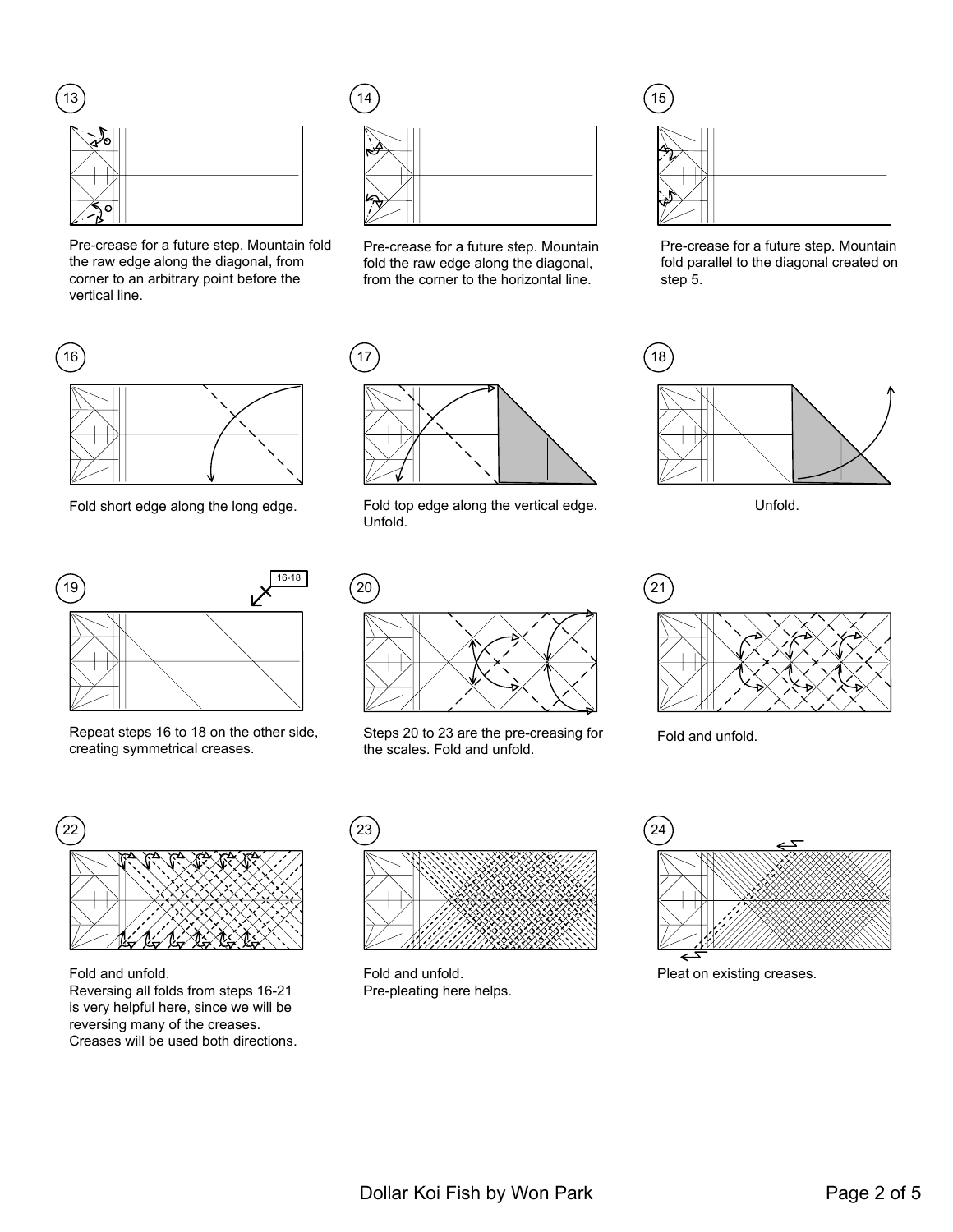13

Pre-crease for a future step. Mountain fold the raw edge along the diagonal, from corner to an arbitrary point before the vertical line.

14

Pre-crease for a future step. Mountain fold the raw edge along the diagonal, from the corner to the horizontal line.

15

Pre-crease for a future step. Mountain fold parallel to the diagonal created on step 5.

16

Fold short edge along the long edge.

17

Fold top edge along the vertical edge. Unfold.

18

Unfold.

19

16-18

Repeat steps 16 to 18 on the other side, creating symmetrical creases.

20

Steps 20 to 23 are the pre-creasing for the scales. Fold and unfold.

21

Fold and unfold.

22

Fold and unfold.
Reversing all folds from steps 16-21 is very helpful here, since we will be reversing many of the creases. Creases will be used both directions.

23

Fold and unfold.
Pre-pleating here helps.

24

Pleat on existing creases.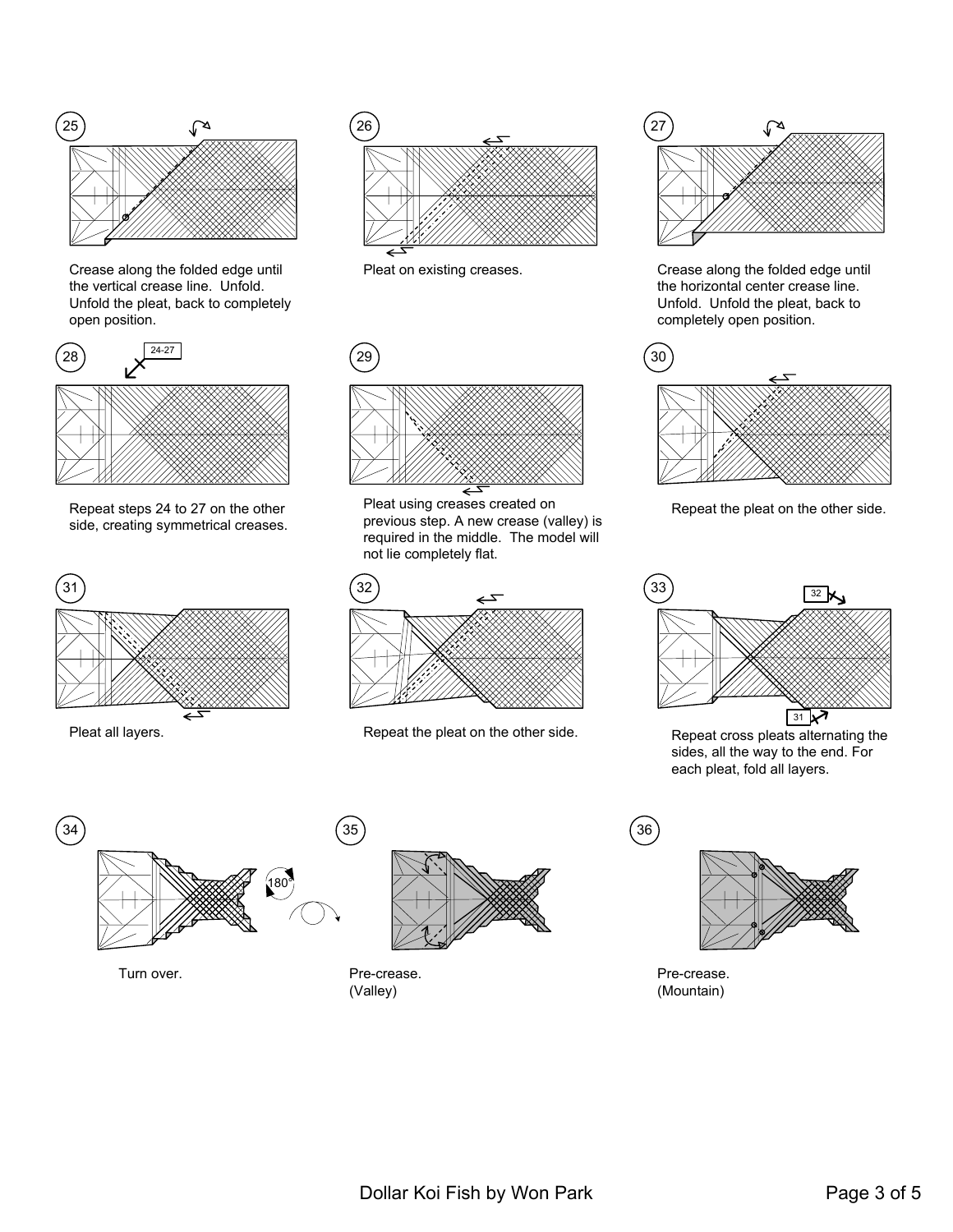25

Crease along the folded edge until the vertical crease line. Unfold. Unfold the pleat, back to completely open position.

26

Pleat on existing creases.

27

Crease along the folded edge until the horizontal center crease line. Unfold. Unfold the pleat, back to completely open position.

28

24-27

Repeat steps 24 to 27 on the other side, creating symmetrical creases.

29

Pleat using creases created on previous step. A new crease (valley) is required in the middle. The model will not lie completely flat.

30

Repeat the pleat on the other side.

31

Pleat all layers.

32

Repeat the pleat on the other side.

33

32

31

Repeat cross pleats alternating the sides, all the way to the end. For each pleat, fold all layers.

34

180°

Turn over.

35

Pre-crease.
(Valley)

36

Pre-crease.
(Mountain)

Dollar Koi Fish by Won Park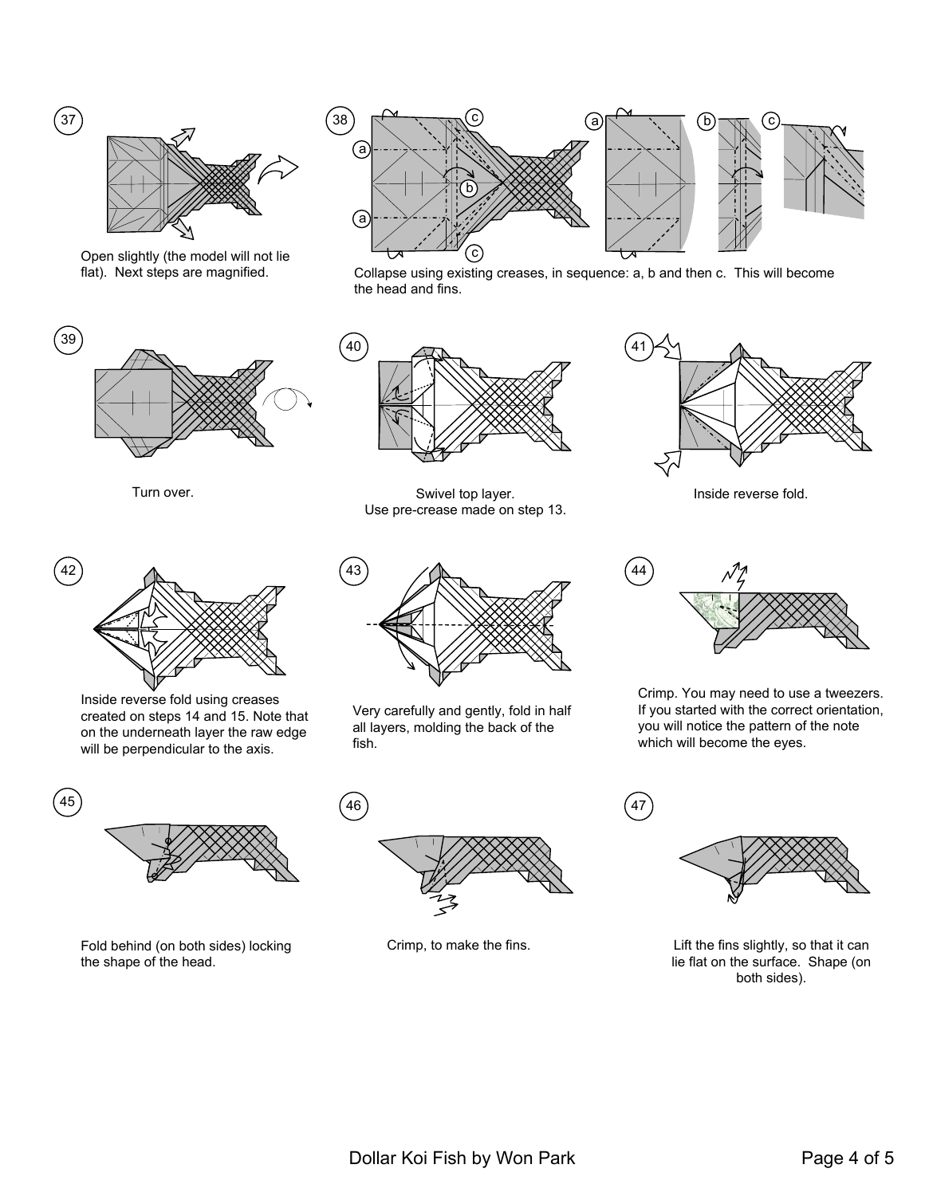37

Open slightly (the model will not lie flat). Next steps are magnified.

38

Collapse using existing creases, in sequence: a, b and then c. This will become the head and fins.

39

Turn over.

40

Swivel top layer.
Use pre-crease made on step 13.

41

Inside reverse fold.

42

Inside reverse fold using creases created on steps 14 and 15. Note that on the underneath layer the raw edge will be perpendicular to the axis.

43

Very carefully and gently, fold in half all layers, molding the back of the fish.

44

Crimp. You may need to use a tweezers. If you started with the correct orientation, you will notice the pattern of the note which will become the eyes.

45

Fold behind (on both sides) locking the shape of the head.

46

Crimp, to make the fins.

47

Lift the fins slightly, so that it can lie flat on the surface. Shape (on both sides).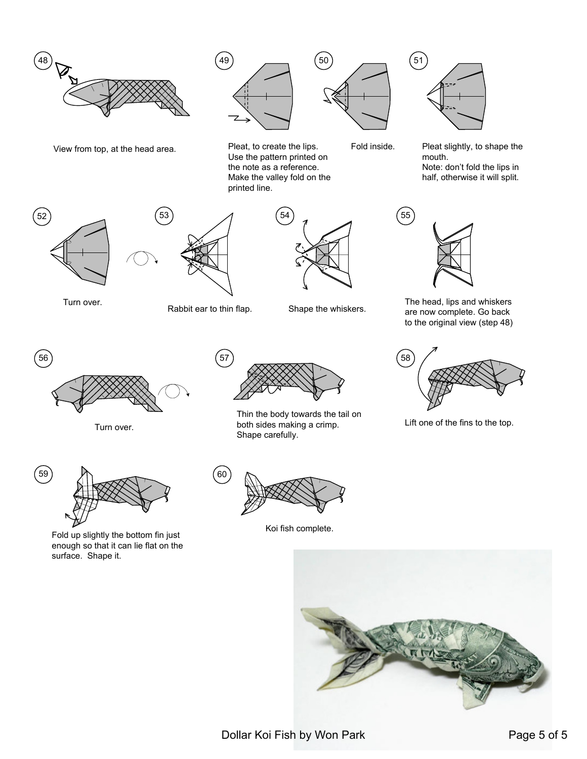48

View from top, at the head area.

49

Pleat, to create the lips. Use the pattern printed on the note as a reference. Make the valley fold on the printed line.

50

Fold inside.

51

Pleat slightly, to shape the mouth.
Note: don't fold the lips in half, otherwise it will split.

52

Turn over.

53

Rabbit ear to thin flap.

54

Shape the whiskers.

55

The head, lips and whiskers are now complete. Go back to the original view (step 48)

56

Turn over.

57

Thin the body towards the tail on both sides making a crimp. Shape carefully.

58

Lift one of the fins to the top.

59

Fold up slightly the bottom fin just enough so that it can lie flat on the surface. Shape it.

60

Koi fish complete.